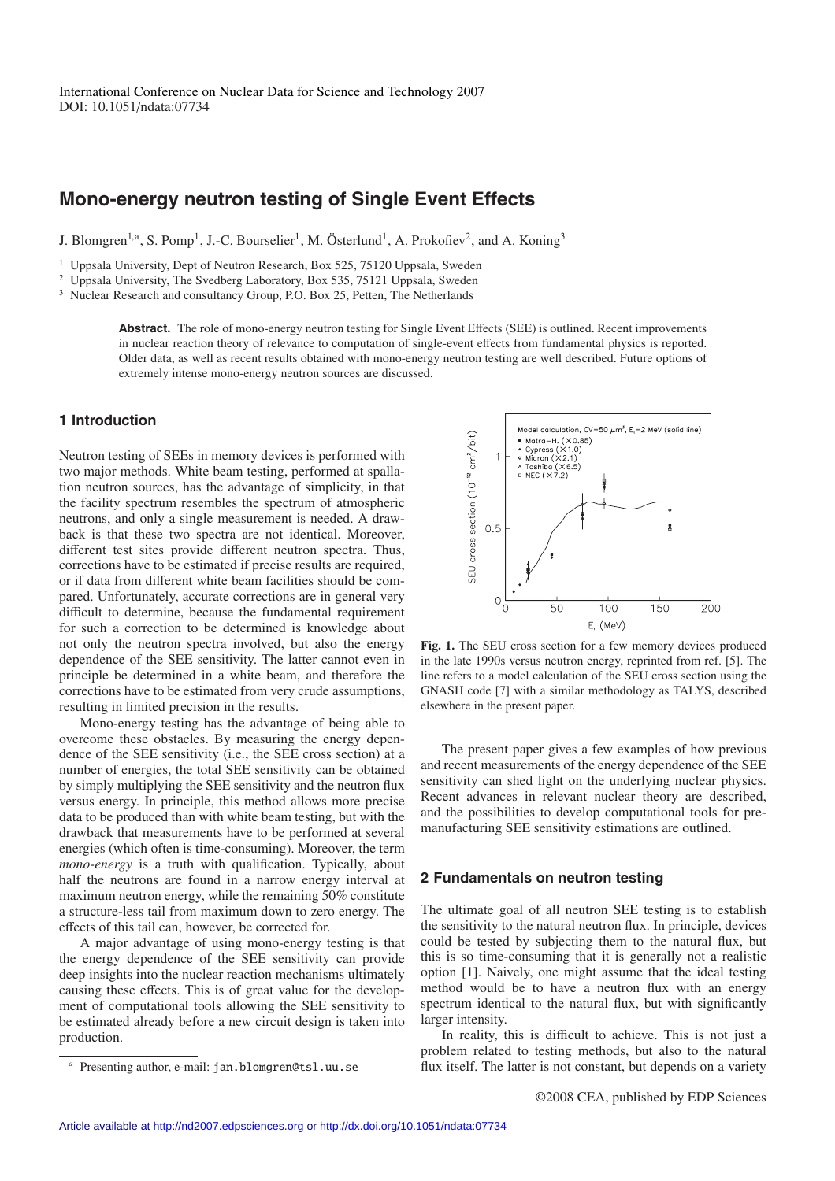International Conference on Nuclear Data for Science and Technology 2007
DOI: 10.1051/ndata:07734

# Mono-energy neutron testing of Single Event Effects

J. Blomgren[1,a], S. Pomp[1], J.-C. Bourselier[1], M. Österlund[1], A. Prokofiev[2], and A. Koning[3]

[1] Uppsala University, Dept of Neutron Research, Box 525, 75120 Uppsala, Sweden
[2] Uppsala University, The Svedberg Laboratory, Box 535, 75121 Uppsala, Sweden
[3] Nuclear Research and consultancy Group, P.O. Box 25, Petten, The Netherlands

**Abstract.** The role of mono-energy neutron testing for Single Event Effects (SEE) is outlined. Recent improvements in nuclear reaction theory of relevance to computation of single-event effects from fundamental physics is reported. Older data, as well as recent results obtained with mono-energy neutron testing are well described. Future options of extremely intense mono-energy neutron sources are discussed.

## 1 Introduction

Neutron testing of SEEs in memory devices is performed with two major methods. White beam testing, performed at spallation neutron sources, has the advantage of simplicity, in that the facility spectrum resembles the spectrum of atmospheric neutrons, and only a single measurement is needed. A drawback is that these two spectra are not identical. Moreover, different test sites provide different neutron spectra. Thus, corrections have to be estimated if precise results are required, or if data from different white beam facilities should be compared. Unfortunately, accurate corrections are in general very difficult to determine, because the fundamental requirement for such a correction to be determined is knowledge about not only the neutron spectra involved, but also the energy dependence of the SEE sensitivity. The latter cannot even in principle be determined in a white beam, and therefore the corrections have to be estimated from very crude assumptions, resulting in limited precision in the results.

Mono-energy testing has the advantage of being able to overcome these obstacles. By measuring the energy dependence of the SEE sensitivity (i.e., the SEE cross section) at a number of energies, the total SEE sensitivity can be obtained by simply multiplying the SEE sensitivity and the neutron flux versus energy. In principle, this method allows more precise data to be produced than with white beam testing, but with the drawback that measurements have to be performed at several energies (which often is time-consuming). Moreover, the term *mono-energy* is a truth with qualification. Typically, about half the neutrons are found in a narrow energy interval at maximum neutron energy, while the remaining 50% constitute a structure-less tail from maximum down to zero energy. The effects of this tail can, however, be corrected for.

A major advantage of using mono-energy testing is that the energy dependence of the SEE sensitivity can provide deep insights into the nuclear reaction mechanisms ultimately causing these effects. This is of great value for the development of computational tools allowing the SEE sensitivity to be estimated already before a new circuit design is taken into production.

[a] Presenting author, e-mail: jan.blomgren@tsl.uu.se

**Fig. 1.** The SEU cross section for a few memory devices produced in the late 1990s versus neutron energy, reprinted from ref. [5]. The line refers to a model calculation of the SEU cross section using the GNASH code [7] with a similar methodology as TALYS, described elsewhere in the present paper.

The present paper gives a few examples of how previous and recent measurements of the energy dependence of the SEE sensitivity can shed light on the underlying nuclear physics. Recent advances in relevant nuclear theory are described, and the possibilities to develop computational tools for pre-manufacturing SEE sensitivity estimations are outlined.

## 2 Fundamentals on neutron testing

The ultimate goal of all neutron SEE testing is to establish the sensitivity to the natural neutron flux. In principle, devices could be tested by subjecting them to the natural flux, but this is so time-consuming that it is generally not a realistic option [1]. Naively, one might assume that the ideal testing method would be to have a neutron flux with an energy spectrum identical to the natural flux, but with significantly larger intensity.

In reality, this is difficult to achieve. This is not just a problem related to testing methods, but also to the natural flux itself. The latter is not constant, but depends on a variety

©2008 CEA, published by EDP Sciences

Article available at http://nd2007.edpsciences.org or http://dx.doi.org/10.1051/ndata:07734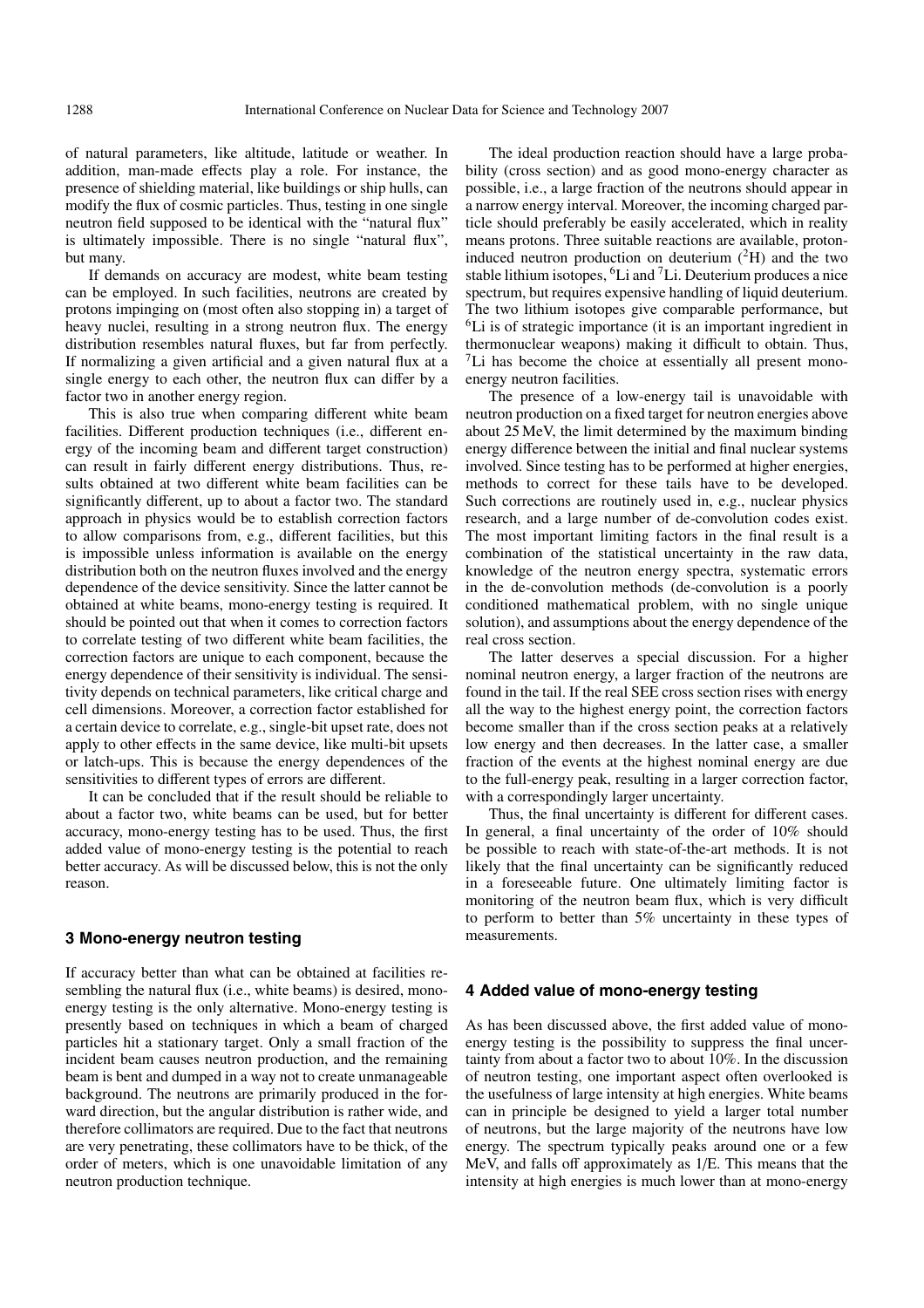of natural parameters, like altitude, latitude or weather. In addition, man-made effects play a role. For instance, the presence of shielding material, like buildings or ship hulls, can modify the flux of cosmic particles. Thus, testing in one single neutron field supposed to be identical with the "natural flux" is ultimately impossible. There is no single "natural flux", but many.

If demands on accuracy are modest, white beam testing can be employed. In such facilities, neutrons are created by protons impinging on (most often also stopping in) a target of heavy nuclei, resulting in a strong neutron flux. The energy distribution resembles natural fluxes, but far from perfectly. If normalizing a given artificial and a given natural flux at a single energy to each other, the neutron flux can differ by a factor two in another energy region.

This is also true when comparing different white beam facilities. Different production techniques (i.e., different energy of the incoming beam and different target construction) can result in fairly different energy distributions. Thus, results obtained at two different white beam facilities can be significantly different, up to about a factor two. The standard approach in physics would be to establish correction factors to allow comparisons from, e.g., different facilities, but this is impossible unless information is available on the energy distribution both on the neutron fluxes involved and the energy dependence of the device sensitivity. Since the latter cannot be obtained at white beams, mono-energy testing is required. It should be pointed out that when it comes to correction factors to correlate testing of two different white beam facilities, the correction factors are unique to each component, because the energy dependence of their sensitivity is individual. The sensitivity depends on technical parameters, like critical charge and cell dimensions. Moreover, a correction factor established for a certain device to correlate, e.g., single-bit upset rate, does not apply to other effects in the same device, like multi-bit upsets or latch-ups. This is because the energy dependences of the sensitivities to different types of errors are different.

It can be concluded that if the result should be reliable to about a factor two, white beams can be used, but for better accuracy, mono-energy testing has to be used. Thus, the first added value of mono-energy testing is the potential to reach better accuracy. As will be discussed below, this is not the only reason.

## 3 Mono-energy neutron testing

If accuracy better than what can be obtained at facilities resembling the natural flux (i.e., white beams) is desired, mono-energy testing is the only alternative. Mono-energy testing is presently based on techniques in which a beam of charged particles hit a stationary target. Only a small fraction of the incident beam causes neutron production, and the remaining beam is bent and dumped in a way not to create unmanageable background. The neutrons are primarily produced in the forward direction, but the angular distribution is rather wide, and therefore collimators are required. Due to the fact that neutrons are very penetrating, these collimators have to be thick, of the order of meters, which is one unavoidable limitation of any neutron production technique.

The ideal production reaction should have a large probability (cross section) and as good mono-energy character as possible, i.e., a large fraction of the neutrons should appear in a narrow energy interval. Moreover, the incoming charged particle should preferably be easily accelerated, which in reality means protons. Three suitable reactions are available, proton-induced neutron production on deuterium ($^{2}$H) and the two stable lithium isotopes, $^{6}$Li and $^{7}$Li. Deuterium produces a nice spectrum, but requires expensive handling of liquid deuterium. The two lithium isotopes give comparable performance, but $^{6}$Li is of strategic importance (it is an important ingredient in thermonuclear weapons) making it difficult to obtain. Thus, $^{7}$Li has become the choice at essentially all present mono-energy neutron facilities.

The presence of a low-energy tail is unavoidable with neutron production on a fixed target for neutron energies above about 25 MeV, the limit determined by the maximum binding energy difference between the initial and final nuclear systems involved. Since testing has to be performed at higher energies, methods to correct for these tails have to be developed. Such corrections are routinely used in, e.g., nuclear physics research, and a large number of de-convolution codes exist. The most important limiting factors in the final result is a combination of the statistical uncertainty in the raw data, knowledge of the neutron energy spectra, systematic errors in the de-convolution methods (de-convolution is a poorly conditioned mathematical problem, with no single unique solution), and assumptions about the energy dependence of the real cross section.

The latter deserves a special discussion. For a higher nominal neutron energy, a larger fraction of the neutrons are found in the tail. If the real SEE cross section rises with energy all the way to the highest energy point, the correction factors become smaller than if the cross section peaks at a relatively low energy and then decreases. In the latter case, a smaller fraction of the events at the highest nominal energy are due to the full-energy peak, resulting in a larger correction factor, with a correspondingly larger uncertainty.

Thus, the final uncertainty is different for different cases. In general, a final uncertainty of the order of 10% should be possible to reach with state-of-the-art methods. It is not likely that the final uncertainty can be significantly reduced in a foreseeable future. One ultimately limiting factor is monitoring of the neutron beam flux, which is very difficult to perform to better than 5% uncertainty in these types of measurements.

## 4 Added value of mono-energy testing

As has been discussed above, the first added value of mono-energy testing is the possibility to suppress the final uncertainty from about a factor two to about 10%. In the discussion of neutron testing, one important aspect often overlooked is the usefulness of large intensity at high energies. White beams can in principle be designed to yield a larger total number of neutrons, but the large majority of the neutrons have low energy. The spectrum typically peaks around one or a few MeV, and falls off approximately as 1/E. This means that the intensity at high energies is much lower than at mono-energy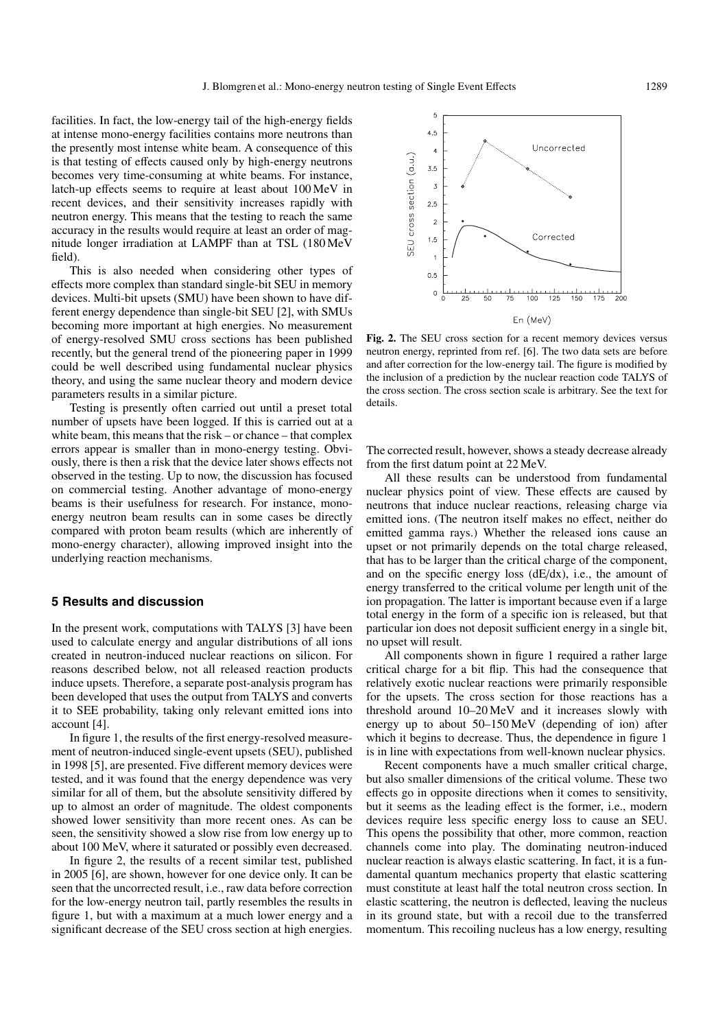facilities. In fact, the low-energy tail of the high-energy fields at intense mono-energy facilities contains more neutrons than the presently most intense white beam. A consequence of this is that testing of effects caused only by high-energy neutrons becomes very time-consuming at white beams. For instance, latch-up effects seems to require at least about 100 MeV in recent devices, and their sensitivity increases rapidly with neutron energy. This means that the testing to reach the same accuracy in the results would require at least an order of magnitude longer irradiation at LAMPF than at TSL (180 MeV field).

This is also needed when considering other types of effects more complex than standard single-bit SEU in memory devices. Multi-bit upsets (SMU) have been shown to have different energy dependence than single-bit SEU [2], with SMUs becoming more important at high energies. No measurement of energy-resolved SMU cross sections has been published recently, but the general trend of the pioneering paper in 1999 could be well described using fundamental nuclear physics theory, and using the same nuclear theory and modern device parameters results in a similar picture.

Testing is presently often carried out until a preset total number of upsets have been logged. If this is carried out at a white beam, this means that the risk – or chance – that complex errors appear is smaller than in mono-energy testing. Obviously, there is then a risk that the device later shows effects not observed in the testing. Up to now, the discussion has focused on commercial testing. Another advantage of mono-energy beams is their usefulness for research. For instance, mono-energy neutron beam results can in some cases be directly compared with proton beam results (which are inherently of mono-energy character), allowing improved insight into the underlying reaction mechanisms.

## 5 Results and discussion

In the present work, computations with TALYS [3] have been used to calculate energy and angular distributions of all ions created in neutron-induced nuclear reactions on silicon. For reasons described below, not all released reaction products induce upsets. Therefore, a separate post-analysis program has been developed that uses the output from TALYS and converts it to SEE probability, taking only relevant emitted ions into account [4].

In figure 1, the results of the first energy-resolved measurement of neutron-induced single-event upsets (SEU), published in 1998 [5], are presented. Five different memory devices were tested, and it was found that the energy dependence was very similar for all of them, but the absolute sensitivity differed by up to almost an order of magnitude. The oldest components showed lower sensitivity than more recent ones. As can be seen, the sensitivity showed a slow rise from low energy up to about 100 MeV, where it saturated or possibly even decreased.

In figure 2, the results of a recent similar test, published in 2005 [6], are shown, however for one device only. It can be seen that the uncorrected result, i.e., raw data before correction for the low-energy neutron tail, partly resembles the results in figure 1, but with a maximum at a much lower energy and a significant decrease of the SEU cross section at high energies.

**Fig. 2.** The SEU cross section for a recent memory devices versus neutron energy, reprinted from ref. [6]. The two data sets are before and after correction for the low-energy tail. The figure is modified by the inclusion of a prediction by the nuclear reaction code TALYS of the cross section. The cross section scale is arbitrary. See the text for details.

The corrected result, however, shows a steady decrease already from the first datum point at 22 MeV.

All these results can be understood from fundamental nuclear physics point of view. These effects are caused by neutrons that induce nuclear reactions, releasing charge via emitted ions. (The neutron itself makes no effect, neither do emitted gamma rays.) Whether the released ions cause an upset or not primarily depends on the total charge released, that has to be larger than the critical charge of the component, and on the specific energy loss (dE/dx), i.e., the amount of energy transferred to the critical volume per length unit of the ion propagation. The latter is important because even if a large total energy in the form of a specific ion is released, but that particular ion does not deposit sufficient energy in a single bit, no upset will result.

All components shown in figure 1 required a rather large critical charge for a bit flip. This had the consequence that relatively exotic nuclear reactions were primarily responsible for the upsets. The cross section for those reactions has a threshold around 10–20 MeV and it increases slowly with energy up to about 50–150 MeV (depending of ion) after which it begins to decrease. Thus, the dependence in figure 1 is in line with expectations from well-known nuclear physics.

Recent components have a much smaller critical charge, but also smaller dimensions of the critical volume. These two effects go in opposite directions when it comes to sensitivity, but it seems as the leading effect is the former, i.e., modern devices require less specific energy loss to cause an SEU. This opens the possibility that other, more common, reaction channels come into play. The dominating neutron-induced nuclear reaction is always elastic scattering. In fact, it is a fundamental quantum mechanics property that elastic scattering must constitute at least half the total neutron cross section. In elastic scattering, the neutron is deflected, leaving the nucleus in its ground state, but with a recoil due to the transferred momentum. This recoiling nucleus has a low energy, resulting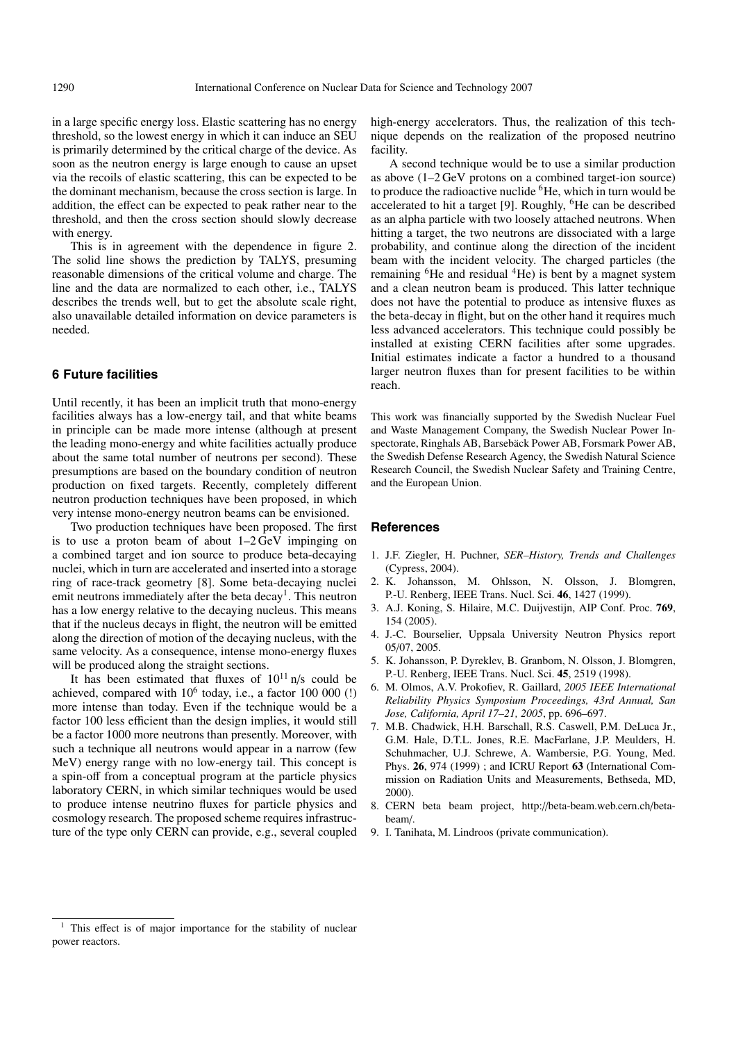in a large specific energy loss. Elastic scattering has no energy threshold, so the lowest energy in which it can induce an SEU is primarily determined by the critical charge of the device. As soon as the neutron energy is large enough to cause an upset via the recoils of elastic scattering, this can be expected to be the dominant mechanism, because the cross section is large. In addition, the effect can be expected to peak rather near to the threshold, and then the cross section should slowly decrease with energy.

This is in agreement with the dependence in figure 2. The solid line shows the prediction by TALYS, presuming reasonable dimensions of the critical volume and charge. The line and the data are normalized to each other, i.e., TALYS describes the trends well, but to get the absolute scale right, also unavailable detailed information on device parameters is needed.

## 6 Future facilities

Until recently, it has been an implicit truth that mono-energy facilities always has a low-energy tail, and that white beams in principle can be made more intense (although at present the leading mono-energy and white facilities actually produce about the same total number of neutrons per second). These presumptions are based on the boundary condition of neutron production on fixed targets. Recently, completely different neutron production techniques have been proposed, in which very intense mono-energy neutron beams can be envisioned.

Two production techniques have been proposed. The first is to use a proton beam of about 1–2 GeV impinging on a combined target and ion source to produce beta-decaying nuclei, which in turn are accelerated and inserted into a storage ring of race-track geometry [8]. Some beta-decaying nuclei emit neutrons immediately after the beta decay[1]. This neutron has a low energy relative to the decaying nucleus. This means that if the nucleus decays in flight, the neutron will be emitted along the direction of motion of the decaying nucleus, with the same velocity. As a consequence, intense mono-energy fluxes will be produced along the straight sections.

It has been estimated that fluxes of $10^{11}$ n/s could be achieved, compared with $10^{6}$ today, i.e., a factor 100 000 (!) more intense than today. Even if the technique would be a factor 100 less efficient than the design implies, it would still be a factor 1000 more neutrons than presently. Moreover, with such a technique all neutrons would appear in a narrow (few MeV) energy range with no low-energy tail. This concept is a spin-off from a conceptual program at the particle physics laboratory CERN, in which similar techniques would be used to produce intense neutrino fluxes for particle physics and cosmology research. The proposed scheme requires infrastructure of the type only CERN can provide, e.g., several coupled high-energy accelerators. Thus, the realization of this technique depends on the realization of the proposed neutrino facility.

A second technique would be to use a similar production as above (1–2 GeV protons on a combined target-ion source) to produce the radioactive nuclide $^{6}$He, which in turn would be accelerated to hit a target [9]. Roughly, $^{6}$He can be described as an alpha particle with two loosely attached neutrons. When hitting a target, the two neutrons are dissociated with a large probability, and continue along the direction of the incident beam with the incident velocity. The charged particles (the remaining $^{6}$He and residual $^{4}$He) is bent by a magnet system and a clean neutron beam is produced. This latter technique does not have the potential to produce as intensive fluxes as the beta-decay in flight, but on the other hand it requires much less advanced accelerators. This technique could possibly be installed at existing CERN facilities after some upgrades. Initial estimates indicate a factor a hundred to a thousand larger neutron fluxes than for present facilities to be within reach.

This work was financially supported by the Swedish Nuclear Fuel and Waste Management Company, the Swedish Nuclear Power Inspectorate, Ringhals AB, Barsebäck Power AB, Forsmark Power AB, the Swedish Defense Research Agency, the Swedish Natural Science Research Council, the Swedish Nuclear Safety and Training Centre, and the European Union.

## References

1. J.F. Ziegler, H. Puchner, *SER–History, Trends and Challenges* (Cypress, 2004).
2. K. Johansson, M. Ohlsson, N. Olsson, J. Blomgren, P.-U. Renberg, IEEE Trans. Nucl. Sci. **46**, 1427 (1999).
3. A.J. Koning, S. Hilaire, M.C. Duijvestijn, AIP Conf. Proc. **769**, 154 (2005).
4. J.-C. Bourselier, Uppsala University Neutron Physics report 05/07, 2005.
5. K. Johansson, P. Dyreklev, B. Granbom, N. Olsson, J. Blomgren, P.-U. Renberg, IEEE Trans. Nucl. Sci. **45**, 2519 (1998).
6. M. Olmos, A.V. Prokofiev, R. Gaillard, *2005 IEEE International Reliability Physics Symposium Proceedings, 43rd Annual, San Jose, California, April 17–21, 2005*, pp. 696–697.
7. M.B. Chadwick, H.H. Barschall, R.S. Caswell, P.M. DeLuca Jr., G.M. Hale, D.T.L. Jones, R.E. MacFarlane, J.P. Meulders, H. Schuhmacher, U.J. Schrewe, A. Wambersie, P.G. Young, Med. Phys. **26**, 974 (1999) ; and ICRU Report **63** (International Commission on Radiation Units and Measurements, Bethseda, MD, 2000).
8. CERN beta beam project, http://beta-beam.web.cern.ch/beta-beam/.
9. I. Tanihata, M. Lindroos (private communication).

[1] This effect is of major importance for the stability of nuclear power reactors.